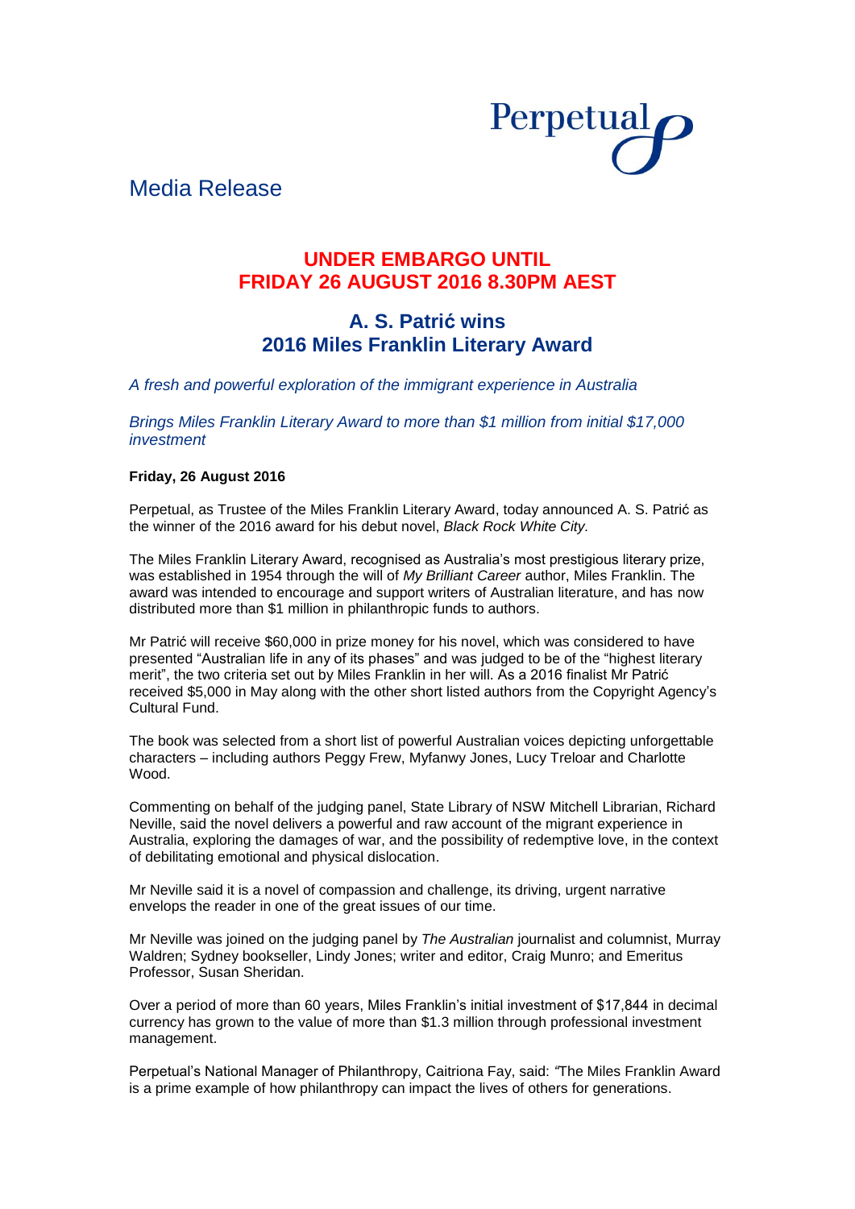Perpetual

Media Release

## UNDER EMBARGO UNTIL FRIDAY 26 AUGUST 2016 8.30PM AEST

# A. S. Patrić wins 2016 Miles Franklin Literary Award

*A fresh and powerful exploration of the immigrant experience in Australia*

*Brings Miles Franklin Literary Award to more than $1 million from initial $17,000 investment*

**Friday, 26 August 2016**

Perpetual, as Trustee of the Miles Franklin Literary Award, today announced A. S. Patrić as the winner of the 2016 award for his debut novel, *Black Rock White City.*

The Miles Franklin Literary Award, recognised as Australia's most prestigious literary prize, was established in 1954 through the will of *My Brilliant Career* author, Miles Franklin. The award was intended to encourage and support writers of Australian literature, and has now distributed more than $1 million in philanthropic funds to authors.

Mr Patrić will receive $60,000 in prize money for his novel, which was considered to have presented "Australian life in any of its phases" and was judged to be of the "highest literary merit", the two criteria set out by Miles Franklin in her will. As a 2016 finalist Mr Patrić received $5,000 in May along with the other short listed authors from the Copyright Agency's Cultural Fund.

The book was selected from a short list of powerful Australian voices depicting unforgettable characters – including authors Peggy Frew, Myfanwy Jones, Lucy Treloar and Charlotte Wood.

Commenting on behalf of the judging panel, State Library of NSW Mitchell Librarian, Richard Neville, said the novel delivers a powerful and raw account of the migrant experience in Australia, exploring the damages of war, and the possibility of redemptive love, in the context of debilitating emotional and physical dislocation.

Mr Neville said it is a novel of compassion and challenge, its driving, urgent narrative envelops the reader in one of the great issues of our time.

Mr Neville was joined on the judging panel by *The Australian* journalist and columnist, Murray Waldren; Sydney bookseller, Lindy Jones; writer and editor, Craig Munro; and Emeritus Professor, Susan Sheridan.

Over a period of more than 60 years, Miles Franklin's initial investment of $17,844 in decimal currency has grown to the value of more than $1.3 million through professional investment management.

Perpetual's National Manager of Philanthropy, Caitriona Fay, said: "The Miles Franklin Award is a prime example of how philanthropy can impact the lives of others for generations.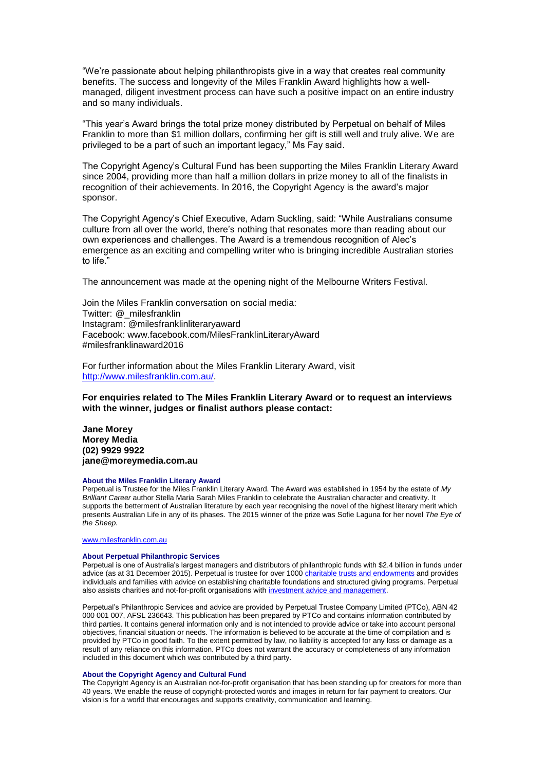"We're passionate about helping philanthropists give in a way that creates real community benefits. The success and longevity of the Miles Franklin Award highlights how a well-managed, diligent investment process can have such a positive impact on an entire industry and so many individuals.

"This year's Award brings the total prize money distributed by Perpetual on behalf of Miles Franklin to more than $1 million dollars, confirming her gift is still well and truly alive. We are privileged to be a part of such an important legacy," Ms Fay said.

The Copyright Agency's Cultural Fund has been supporting the Miles Franklin Literary Award since 2004, providing more than half a million dollars in prize money to all of the finalists in recognition of their achievements. In 2016, the Copyright Agency is the award's major sponsor.

The Copyright Agency's Chief Executive, Adam Suckling, said: "While Australians consume culture from all over the world, there's nothing that resonates more than reading about our own experiences and challenges. The Award is a tremendous recognition of Alec's emergence as an exciting and compelling writer who is bringing incredible Australian stories to life."

The announcement was made at the opening night of the Melbourne Writers Festival.

Join the Miles Franklin conversation on social media:
Twitter: @_milesfranklin
Instagram: @milesfranklinliteraryaward
Facebook: www.facebook.com/MilesFranklinLiteraryAward
#milesfranklinaward2016

For further information about the Miles Franklin Literary Award, visit [http://www.milesfranklin.com.au/](http://www.milesfranklin.com.au/).

**For enquiries related to The Miles Franklin Literary Award or to request an interviews with the winner, judges or finalist authors please contact:**

**Jane Morey**
**Morey Media**
**(02) 9929 9922**
**jane@moreymedia.com.au**

### About the Miles Franklin Literary Award

Perpetual is Trustee for the Miles Franklin Literary Award. The Award was established in 1954 by the estate of *My Brilliant Career* author Stella Maria Sarah Miles Franklin to celebrate the Australian character and creativity. It supports the betterment of Australian literature by each year recognising the novel of the highest literary merit which presents Australian Life in any of its phases. The 2015 winner of the prize was Sofie Laguna for her novel *The Eye of the Sheep.*

[www.milesfranklin.com.au](http://www.milesfranklin.com.au)

### About Perpetual Philanthropic Services

Perpetual is one of Australia's largest managers and distributors of philanthropic funds with $2.4 billion in funds under advice (as at 31 December 2015). Perpetual is trustee for over 1000 charitable trusts and endowments and provides individuals and families with advice on establishing charitable foundations and structured giving programs. Perpetual also assists charities and not-for-profit organisations with investment advice and management.

Perpetual's Philanthropic Services and advice are provided by Perpetual Trustee Company Limited (PTCo), ABN 42 000 001 007, AFSL 236643. This publication has been prepared by PTCo and contains information contributed by third parties. It contains general information only and is not intended to provide advice or take into account personal objectives, financial situation or needs. The information is believed to be accurate at the time of compilation and is provided by PTCo in good faith. To the extent permitted by law, no liability is accepted for any loss or damage as a result of any reliance on this information. PTCo does not warrant the accuracy or completeness of any information included in this document which was contributed by a third party.

### About the Copyright Agency and Cultural Fund

The Copyright Agency is an Australian not-for-profit organisation that has been standing up for creators for more than 40 years. We enable the reuse of copyright-protected words and images in return for fair payment to creators. Our vision is for a world that encourages and supports creativity, communication and learning.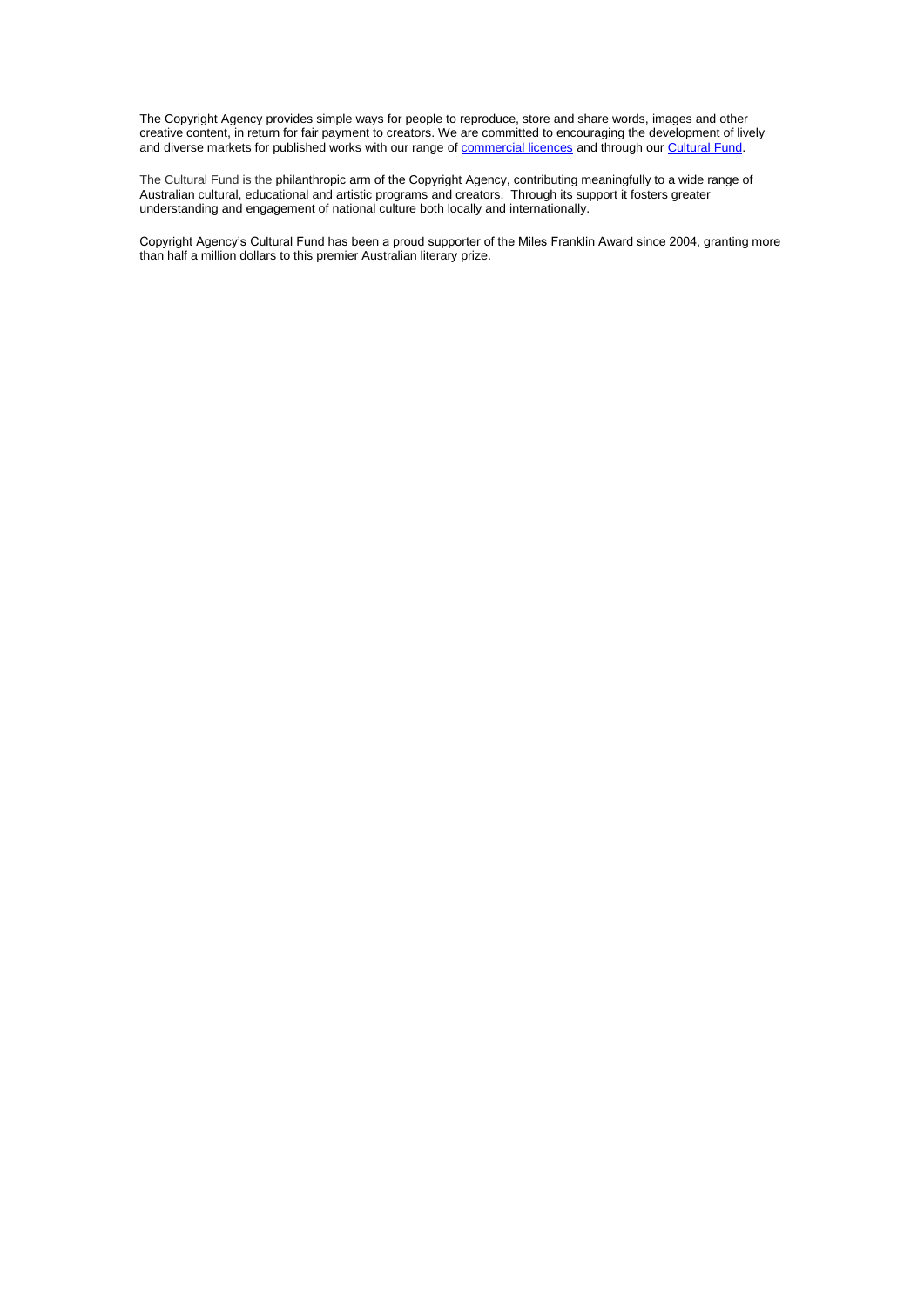The Copyright Agency provides simple ways for people to reproduce, store and share words, images and other creative content, in return for fair payment to creators. We are committed to encouraging the development of lively and diverse markets for published works with our range of commercial licences and through our Cultural Fund.

The Cultural Fund is the philanthropic arm of the Copyright Agency, contributing meaningfully to a wide range of Australian cultural, educational and artistic programs and creators. Through its support it fosters greater understanding and engagement of national culture both locally and internationally.

Copyright Agency's Cultural Fund has been a proud supporter of the Miles Franklin Award since 2004, granting more than half a million dollars to this premier Australian literary prize.